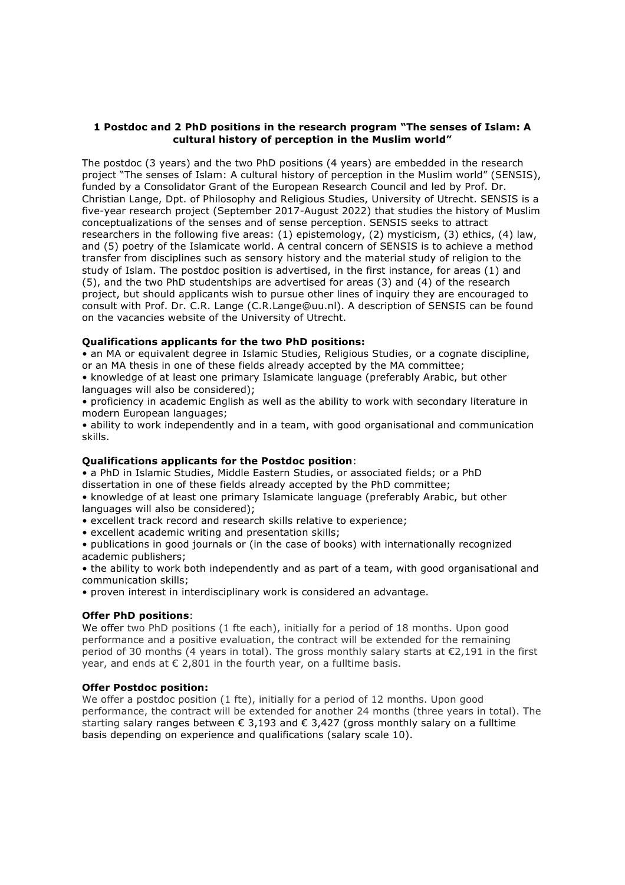**1 Postdoc and 2 PhD positions in the research program "The senses of Islam: A cultural history of perception in the Muslim world"**

The postdoc (3 years) and the two PhD positions (4 years) are embedded in the research project "The senses of Islam: A cultural history of perception in the Muslim world" (SENSIS), funded by a Consolidator Grant of the European Research Council and led by Prof. Dr. Christian Lange, Dpt. of Philosophy and Religious Studies, University of Utrecht. SENSIS is a five-year research project (September 2017-August 2022) that studies the history of Muslim conceptualizations of the senses and of sense perception. SENSIS seeks to attract researchers in the following five areas: (1) epistemology, (2) mysticism, (3) ethics, (4) law, and (5) poetry of the Islamicate world. A central concern of SENSIS is to achieve a method transfer from disciplines such as sensory history and the material study of religion to the study of Islam. The postdoc position is advertised, in the first instance, for areas (1) and (5), and the two PhD studentships are advertised for areas (3) and (4) of the research project, but should applicants wish to pursue other lines of inquiry they are encouraged to consult with Prof. Dr. C.R. Lange (C.R.Lange@uu.nl). A description of SENSIS can be found on the vacancies website of the University of Utrecht.

**Qualifications applicants for the two PhD positions:**

- an MA or equivalent degree in Islamic Studies, Religious Studies, or a cognate discipline, or an MA thesis in one of these fields already accepted by the MA committee;
- knowledge of at least one primary Islamicate language (preferably Arabic, but other languages will also be considered);
- proficiency in academic English as well as the ability to work with secondary literature in modern European languages;
- ability to work independently and in a team, with good organisational and communication skills.

**Qualifications applicants for the Postdoc position**:

- a PhD in Islamic Studies, Middle Eastern Studies, or associated fields; or a PhD dissertation in one of these fields already accepted by the PhD committee;
- knowledge of at least one primary Islamicate language (preferably Arabic, but other languages will also be considered);
- excellent track record and research skills relative to experience;
- excellent academic writing and presentation skills;
- publications in good journals or (in the case of books) with internationally recognized academic publishers;
- the ability to work both independently and as part of a team, with good organisational and communication skills;
- proven interest in interdisciplinary work is considered an advantage.

**Offer PhD positions**:

We offer two PhD positions (1 fte each), initially for a period of 18 months. Upon good performance and a positive evaluation, the contract will be extended for the remaining period of 30 months (4 years in total). The gross monthly salary starts at €2,191 in the first year, and ends at € 2,801 in the fourth year, on a fulltime basis.

**Offer Postdoc position:**

We offer a postdoc position (1 fte), initially for a period of 12 months. Upon good performance, the contract will be extended for another 24 months (three years in total). The starting salary ranges between € 3,193 and € 3,427 (gross monthly salary on a fulltime basis depending on experience and qualifications (salary scale 10).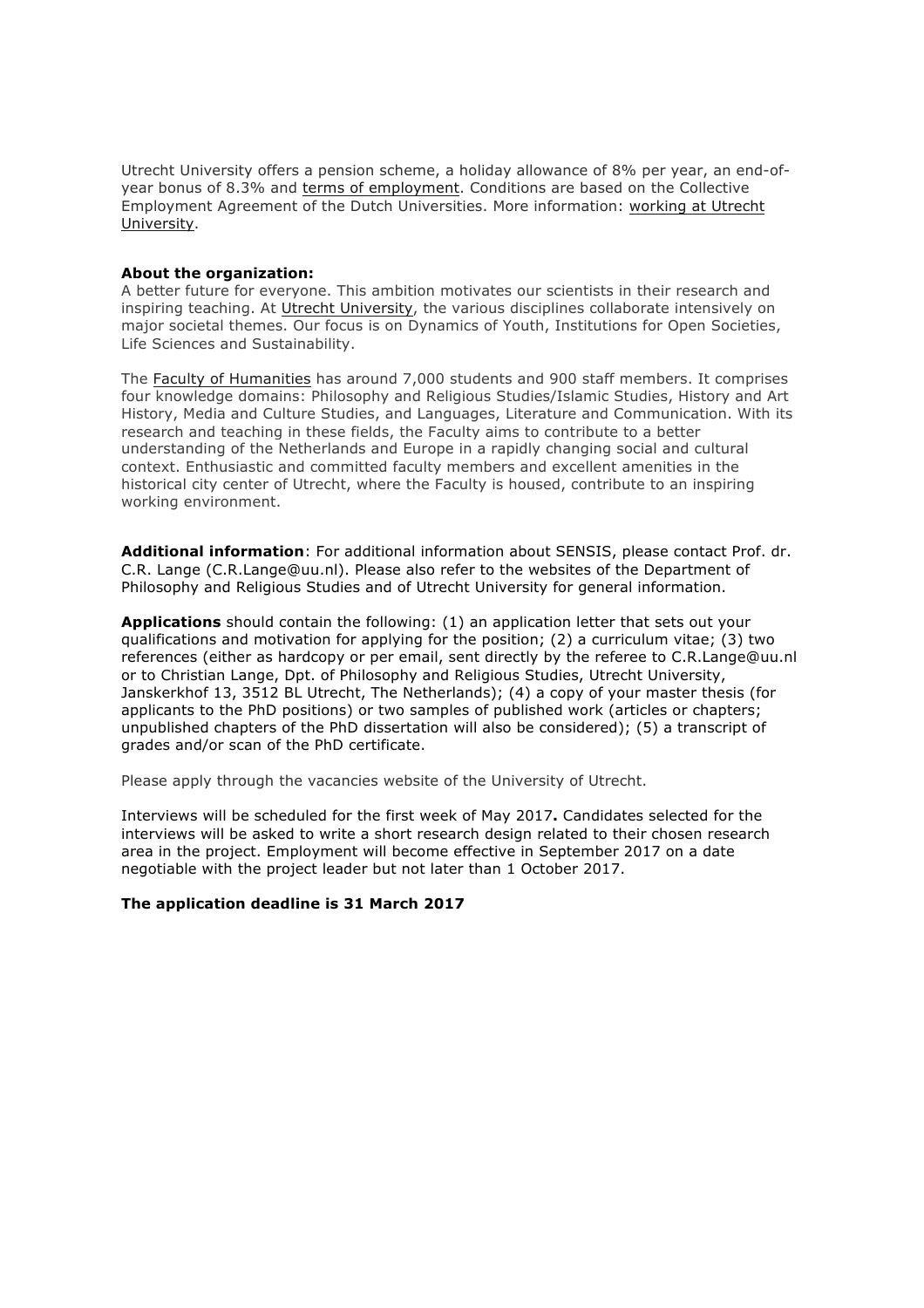Utrecht University offers a pension scheme, a holiday allowance of 8% per year, an end-of-year bonus of 8.3% and terms of employment. Conditions are based on the Collective Employment Agreement of the Dutch Universities. More information: working at Utrecht University.

**About the organization:**
A better future for everyone. This ambition motivates our scientists in their research and inspiring teaching. At Utrecht University, the various disciplines collaborate intensively on major societal themes. Our focus is on Dynamics of Youth, Institutions for Open Societies, Life Sciences and Sustainability.

The Faculty of Humanities has around 7,000 students and 900 staff members. It comprises four knowledge domains: Philosophy and Religious Studies/Islamic Studies, History and Art History, Media and Culture Studies, and Languages, Literature and Communication. With its research and teaching in these fields, the Faculty aims to contribute to a better understanding of the Netherlands and Europe in a rapidly changing social and cultural context. Enthusiastic and committed faculty members and excellent amenities in the historical city center of Utrecht, where the Faculty is housed, contribute to an inspiring working environment.

**Additional information**: For additional information about SENSIS, please contact Prof. dr. C.R. Lange (C.R.Lange@uu.nl). Please also refer to the websites of the Department of Philosophy and Religious Studies and of Utrecht University for general information.

**Applications** should contain the following: (1) an application letter that sets out your qualifications and motivation for applying for the position; (2) a curriculum vitae; (3) two references (either as hardcopy or per email, sent directly by the referee to C.R.Lange@uu.nl or to Christian Lange, Dpt. of Philosophy and Religious Studies, Utrecht University, Janskerkhof 13, 3512 BL Utrecht, The Netherlands); (4) a copy of your master thesis (for applicants to the PhD positions) or two samples of published work (articles or chapters; unpublished chapters of the PhD dissertation will also be considered); (5) a transcript of grades and/or scan of the PhD certificate.

Please apply through the vacancies website of the University of Utrecht.

Interviews will be scheduled for the first week of May 2017**.** Candidates selected for the interviews will be asked to write a short research design related to their chosen research area in the project. Employment will become effective in September 2017 on a date negotiable with the project leader but not later than 1 October 2017.

**The application deadline is 31 March 2017**